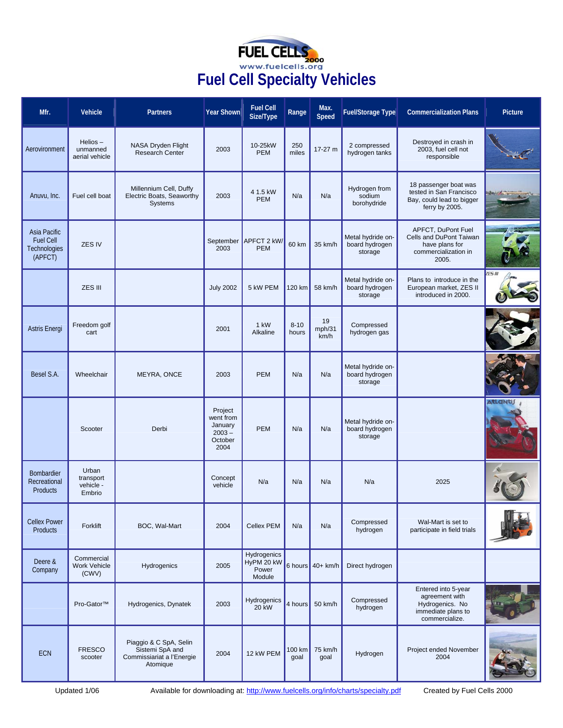# Fuel Cell Specialty Vehicles

| Mfr. | Vehicle | Partners | Year Shown | Fuel Cell Size/Type | Range | Max. Speed | Fuel/Storage Type | Commercialization Plans | Picture |
|---|---|---|---|---|---|---|---|---|---|
| Aerovironment | Helios – unmanned aerial vehicle | NASA Dryden Flight Research Center | 2003 | 10-25kW PEM | 250 miles | 17-27 m | 2 compressed hydrogen tanks | Destroyed in crash in 2003, fuel cell not responsible | |
| Anuvu, Inc. | Fuel cell boat | Millennium Cell, Duffy Electric Boats, Seaworthy Systems | 2003 | 4 1.5 kW PEM | N/a | N/a | Hydrogen from sodium borohydride | 18 passenger boat was tested in San Francisco Bay, could lead to bigger ferry by 2005. | |
| Asia Pacific Fuel Cell Technologies (APFCT) | ZES IV | | September 2003 | APFCT 2 kW/ PEM | 60 km | 35 km/h | Metal hydride on-board hydrogen storage | APFCT, DuPont Fuel Cells and DuPont Taiwan have plans for commercialization in 2005. | |
| | ZES III | | July 2002 | 5 kW PEM | 120 km | 58 km/h | Metal hydride on-board hydrogen storage | Plans to introduce in the European market, ZES II introduced in 2000. | |
| Astris Energi | Freedom golf cart | | 2001 | 1 kW Alkaline | 8-10 hours | 19 mph/31 km/h | Compressed hydrogen gas | | |
| Besel S.A. | Wheelchair | MEYRA, ONCE | 2003 | PEM | N/a | N/a | Metal hydride on-board hydrogen storage | | |
| | Scooter | Derbi | Project went from January 2003 – October 2004 | PEM | N/a | N/a | Metal hydride on-board hydrogen storage | | |
| Bombardier Recreational Products | Urban transport vehicle - Embrio | | Concept vehicle | N/a | N/a | N/a | N/a | 2025 | |
| Cellex Power Products | Forklift | BOC, Wal-Mart | 2004 | Cellex PEM | N/a | N/a | Compressed hydrogen | Wal-Mart is set to participate in field trials | |
| Deere & Company | Commercial Work Vehicle (CWV) | Hydrogenics | 2005 | Hydrogenics HyPM 20 kW Power Module | 6 hours | 40+ km/h | Direct hydrogen | | |
| | Pro-Gator™ | Hydrogenics, Dynatek | 2003 | Hydrogenics 20 kW | 4 hours | 50 km/h | Compressed hydrogen | Entered into 5-year agreement with Hydrogenics. No immediate plans to commercialize. | |
| ECN | FRESCO scooter | Piaggio & C SpA, Selin Sistemi SpA and Commissiariat a l'Energie Atomique | 2004 | 12 kW PEM | 100 km goal | 75 km/h goal | Hydrogen | Project ended November 2004 | |

Updated 1/06 Available for downloading at: http://www.fuelcells.org/info/charts/specialty.pdf Created by Fuel Cells 2000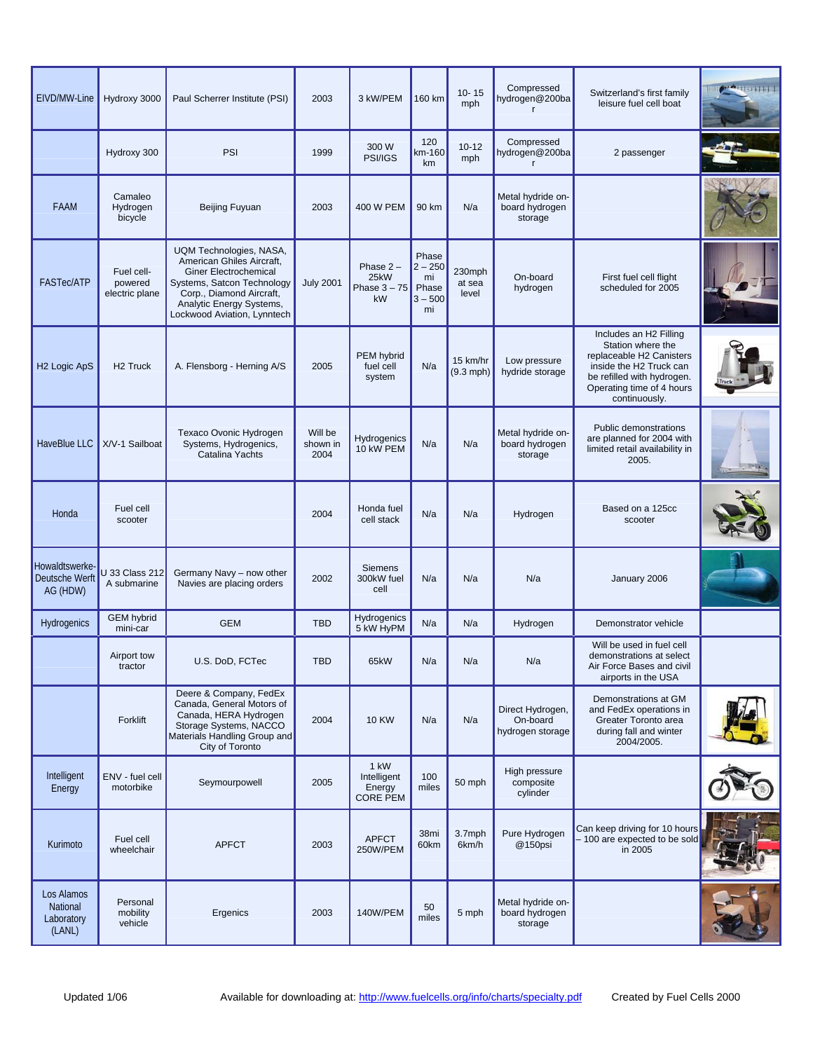| | | | | | | | | | |
|---|---|---|---|---|---|---|---|---|---|
| ElVD/MW-Line | Hydroxy 3000 | Paul Scherrer Institute (PSI) | 2003 | 3 kW/PEM | 160 km | 10- 15 mph | Compressed hydrogen@200bar | Switzerland's first family leisure fuel cell boat | |
| | Hydroxy 300 | PSI | 1999 | 300 W PSI/IGS | 120 km-160 km | 10-12 mph | Compressed hydrogen@200bar | 2 passenger | |
| FAAM | Camaleo Hydrogen bicycle | Beijing Fuyuan | 2003 | 400 W PEM | 90 km | N/a | Metal hydride on-board hydrogen storage | | |
| FASTec/ATP | Fuel cell-powered electric plane | UQM Technologies, NASA, American Ghiles Aircraft, Giner Electrochemical Systems, Satcon Technology Corp., Diamond Aircraft, Analytic Energy Systems, Lockwood Aviation, Lynntech | July 2001 | Phase 2 – 25kW Phase 3 – 75 kW | Phase 2 – 250 mi Phase 3 – 500 mi | 230mph at sea level | On-board hydrogen | First fuel cell flight scheduled for 2005 | |
| H2 Logic ApS | H2 Truck | A. Flensborg - Herning A/S | 2005 | PEM hybrid fuel cell system | N/A | 15 km/hr (9.3 mph) | Low pressure hydride storage | Includes an H2 Filling Station where the replaceable H2 Canisters inside the H2 Truck can be refilled with hydrogen. Operating time of 4 hours continuously. | |
| HaveBlue LLC | X/V-1 Sailboat | Texaco Ovonic Hydrogen Systems, Hydrogenics, Catalina Yachts | Will be shown in 2004 | Hydrogenics 10 kW PEM | N/A | N/A | Metal hydride on-board hydrogen storage | Public demonstrations are planned for 2004 with limited retail availability in 2005. | |
| Honda | Fuel cell scooter | | 2004 | Honda fuel cell stack | N/a | N/a | Hydrogen | Based on a 125cc scooter | |
| Howaldtswerke-Deutsche Werft AG (HDW) | U 33 Class 212 A submarine | Germany Navy – now other Navies are placing orders | 2002 | Siemens 300kW fuel cell | N/a | N/a | N/a | January 2006 | |
| Hydrogenics | GEM hybrid mini-car | GEM | TBD | Hydrogenics 5 kW HyPM | N/a | N/a | Hydrogen | Demonstrator vehicle | |
| | Airport tow tractor | U.S. DoD, FCTec | TBD | 65kW | N/a | N/a | N/a | Will be used in fuel cell demonstrations at select Air Force Bases and civil airports in the USA | |
| | Forklift | Deere & Company, FedEx Canada, General Motors of Canada, HERA Hydrogen Storage Systems, NACCO Materials Handling Group and City of Toronto | 2004 | 10 KW | N/a | N/a | Direct Hydrogen, On-board hydrogen storage | Demonstrations at GM and FedEx operations in Greater Toronto area during fall and winter 2004/2005. | |
| Intelligent Energy | ENV - fuel cell motorbike | Seymourpowell | 2005 | 1 kW Intelligent Energy CORE PEM | 100 miles | 50 mph | High pressure composite cylinder | | |
| Kurimoto | Fuel cell wheelchair | APFCT | 2003 | APFCT 250W/PEM | 38mi 60km | 3.7mph 6km/h | Pure Hydrogen @150psi | Can keep driving for 10 hours – 100 are expected to be sold in 2005 | |
| Los Alamos National Laboratory (LANL) | Personal mobility vehicle | Ergenics | 2003 | 140W/PEM | 50 miles | 5 mph | Metal hydride on-board hydrogen storage | | |

Updated 1/06 Available for downloading at: http://www.fuelcells.org/info/charts/specialty.pdf Created by Fuel Cells 2000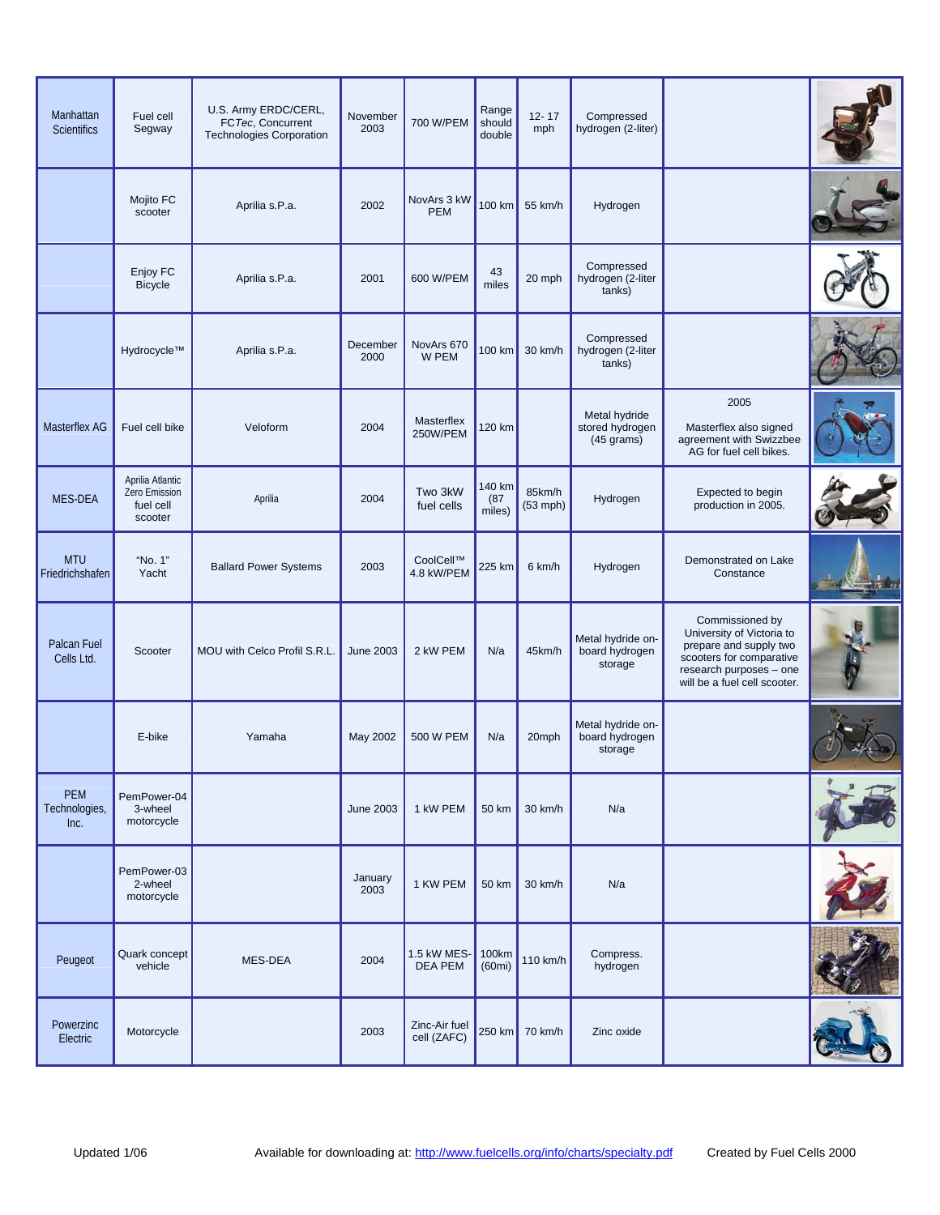| | | | | | | | | | |
|---|---|---|---|---|---|---|---|---|---|
| Manhattan Scientifics | Fuel cell Segway | U.S. Army ERDC/CERL, FC*Tec*, Concurrent Technologies Corporation | November 2003 | 700 W/PEM | Range should double | 12- 17 mph | Compressed hydrogen (2-liter) | | |
| | Mojito FC scooter | Aprilia s.P.a. | 2002 | NovArs 3 kW PEM | 100 km | 55 km/h | Hydrogen | | |
| | Enjoy FC Bicycle | Aprilia s.P.a. | 2001 | 600 W/PEM | 43 miles | 20 mph | Compressed hydrogen (2-liter tanks) | | |
| | Hydrocycle™ | Aprilia s.P.a. | December 2000 | NovArs 670 W PEM | 100 km | 30 km/h | Compressed hydrogen (2-liter tanks) | | |
| Masterflex AG | Fuel cell bike | Veloform | 2004 | Masterflex 250W/PEM | 120 km | | Metal hydride stored hydrogen (45 grams) | 2005 Masterflex also signed agreement with Swizzbee AG for fuel cell bikes. | |
| MES-DEA | Aprilia Atlantic Zero Emission fuel cell scooter | Aprilia | 2004 | Two 3kW fuel cells | 140 km (87 miles) | 85km/h (53 mph) | Hydrogen | Expected to begin production in 2005. | |
| MTU Friedrichshafen | "No. 1" Yacht | Ballard Power Systems | 2003 | CoolCell™ 4.8 kW/PEM | 225 km | 6 km/h | Hydrogen | Demonstrated on Lake Constance | |
| Palcan Fuel Cells Ltd. | Scooter | MOU with Celco Profil S.R.L. | June 2003 | 2 kW PEM | N/a | 45km/h | Metal hydride on-board hydrogen storage | Commissioned by University of Victoria to prepare and supply two scooters for comparative research purposes – one will be a fuel cell scooter. | |
| | E-bike | Yamaha | May 2002 | 500 W PEM | N/a | 20mph | Metal hydride on-board hydrogen storage | | |
| PEM Technologies, Inc. | PemPower-04 3-wheel motorcycle | | June 2003 | 1 kW PEM | 50 km | 30 km/h | N/a | | |
| | PemPower-03 2-wheel motorcycle | | January 2003 | 1 KW PEM | 50 km | 30 km/h | N/a | | |
| Peugeot | Quark concept vehicle | MES-DEA | 2004 | 1.5 kW MES-DEA PEM | 100km (60mi) | 110 km/h | Compress. hydrogen | | |
| Powerzinc Electric | Motorcycle | | 2003 | Zinc-Air fuel cell (ZAFC) | 250 km | 70 km/h | Zinc oxide | | |

Updated 1/06 Available for downloading at: http://www.fuelcells.org/info/charts/specialty.pdf Created by Fuel Cells 2000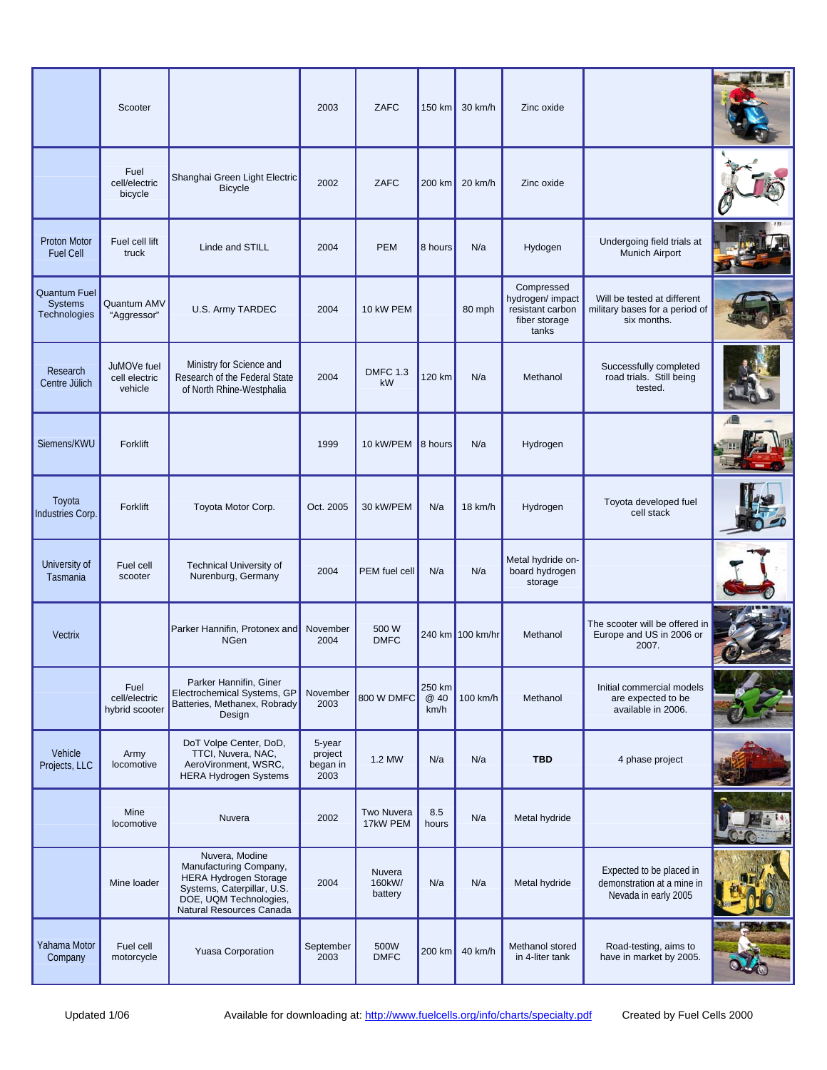| | | | | | | | | | |
|---|---|---|---|---|---|---|---|---|---|
| | Scooter | | 2003 | ZAFC | 150 km | 30 km/h | Zinc oxide | | |
| | Fuel cell/electric bicycle | Shanghai Green Light Electric Bicycle | 2002 | ZAFC | 200 km | 20 km/h | Zinc oxide | | |
| Proton Motor Fuel Cell | Fuel cell lift truck | Linde and STILL | 2004 | PEM | 8 hours | N/a | Hydrogen | Undergoing field trials at Munich Airport | |
| Quantum Fuel Systems Technologies | Quantum AMV "Aggressor" | U.S. Army TARDEC | 2004 | 10 kW PEM | | 80 mph | Compressed hydrogen/ impact resistant carbon fiber storage tanks | Will be tested at different military bases for a period of six months. | |
| Research Centre Jülich | JuMOVe fuel cell electric vehicle | Ministry for Science and Research of the Federal State of North Rhine-Westphalia | 2004 | DMFC 1.3 kW | 120 km | N/a | Methanol | Successfully completed road trials. Still being tested. | |
| Siemens/KWU | Forklift | | 1999 | 10 kW/PEM | 8 hours | N/a | Hydrogen | | |
| Toyota Industries Corp. | Forklift | Toyota Motor Corp. | Oct. 2005 | 30 kW/PEM | N/a | 18 km/h | Hydrogen | Toyota developed fuel cell stack | |
| University of Tasmania | Fuel cell scooter | Technical University of Nurenburg, Germany | 2004 | PEM fuel cell | N/a | N/a | Metal hydride on-board hydrogen storage | | |
| Vectrix | | Parker Hannifin, Protonex and NGen | November 2004 | 500 W DMFC | 240 km | 100 km/hr | Methanol | The scooter will be offered in Europe and US in 2006 or 2007. | |
| | Fuel cell/electric hybrid scooter | Parker Hannifin, Giner Electrochemical Systems, GP Batteries, Methanex, Robrady Design | November 2003 | 800 W DMFC | 250 km @ 40 km/h | 100 km/h | Methanol | Initial commercial models are expected to be available in 2006. | |
| Vehicle Projects, LLC | Army locomotive | DoT Volpe Center, DoD, TTCI, Nuvera, NAC, AeroVironment, WSRC, HERA Hydrogen Systems | 5-year project began in 2003 | 1.2 MW | N/a | N/a | **TBD** | 4 phase project | |
| | Mine locomotive | Nuvera | 2002 | Two Nuvera 17kW PEM | 8.5 hours | N/a | Metal hydride | | |
| | Mine loader | Nuvera, Modine Manufacturing Company, HERA Hydrogen Storage Systems, Caterpillar, U.S. DOE, UQM Technologies, Natural Resources Canada | 2004 | Nuvera 160kW/ battery | N/a | N/a | Metal hydride | Expected to be placed in demonstration at a mine in Nevada in early 2005 | |
| Yahama Motor Company | Fuel cell motorcycle | Yuasa Corporation | September 2003 | 500W DMFC | 200 km | 40 km/h | Methanol stored in 4-liter tank | Road-testing, aims to have in market by 2005. | |

Updated 1/06 Available for downloading at: http://www.fuelcells.org/info/charts/specialty.pdf Created by Fuel Cells 2000